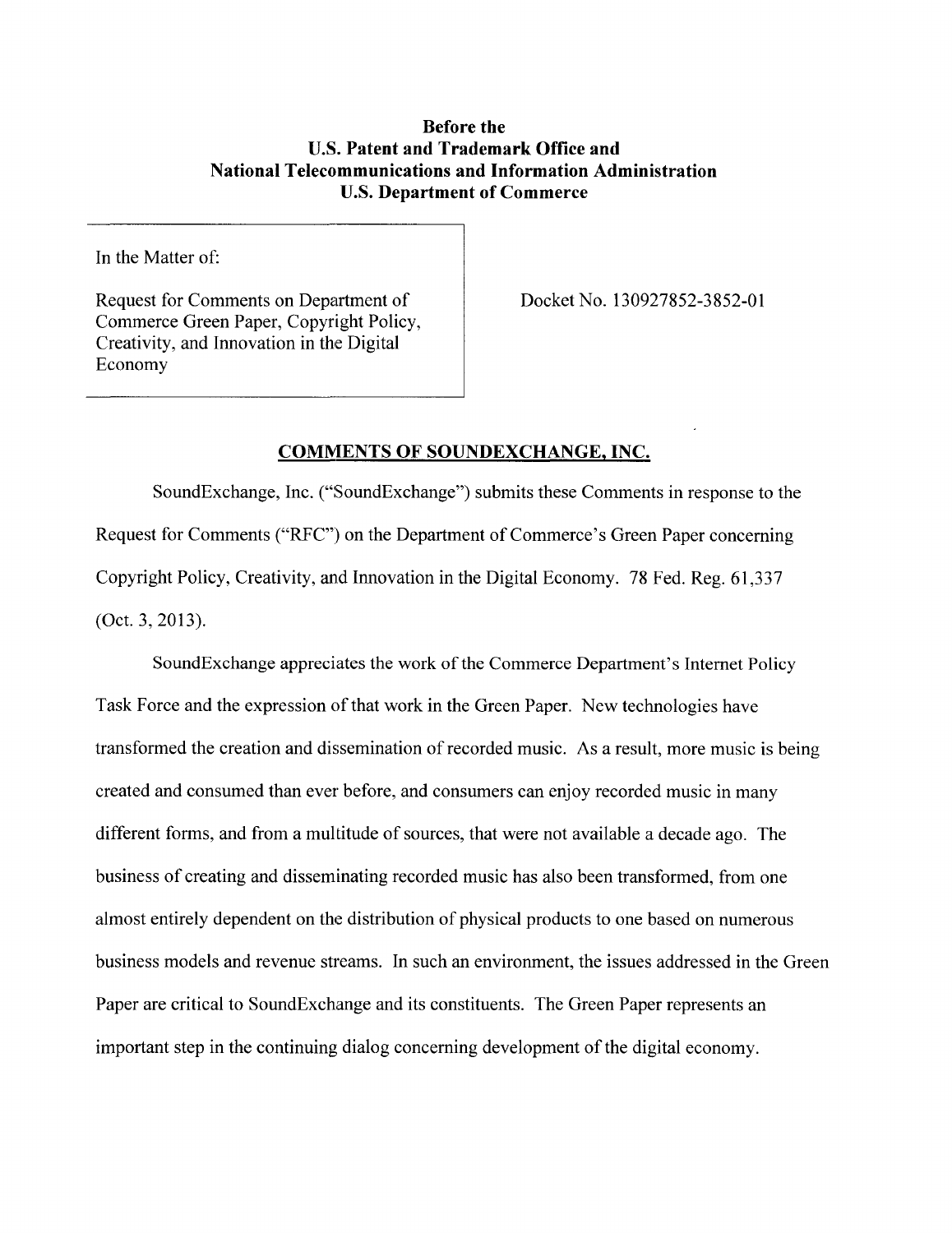**Before the**
**U.S. Patent and Trademark Office and**
**National Telecommunications and Information Administration**
**U.S. Department of Commerce**

| | |
|---|---|
| In the Matter of:<br><br>Request for Comments on Department of Commerce Green Paper, Copyright Policy, Creativity, and Innovation in the Digital Economy | Docket No. 130927852-3852-01 |

## COMMENTS OF SOUNDEXCHANGE, INC.

SoundExchange, Inc. ("SoundExchange") submits these Comments in response to the Request for Comments ("RFC") on the Department of Commerce's Green Paper concerning Copyright Policy, Creativity, and Innovation in the Digital Economy. 78 Fed. Reg. 61,337 (Oct. 3, 2013).

SoundExchange appreciates the work of the Commerce Department's Internet Policy Task Force and the expression of that work in the Green Paper. New technologies have transformed the creation and dissemination of recorded music. As a result, more music is being created and consumed than ever before, and consumers can enjoy recorded music in many different forms, and from a multitude of sources, that were not available a decade ago. The business of creating and disseminating recorded music has also been transformed, from one almost entirely dependent on the distribution of physical products to one based on numerous business models and revenue streams. In such an environment, the issues addressed in the Green Paper are critical to SoundExchange and its constituents. The Green Paper represents an important step in the continuing dialog concerning development of the digital economy.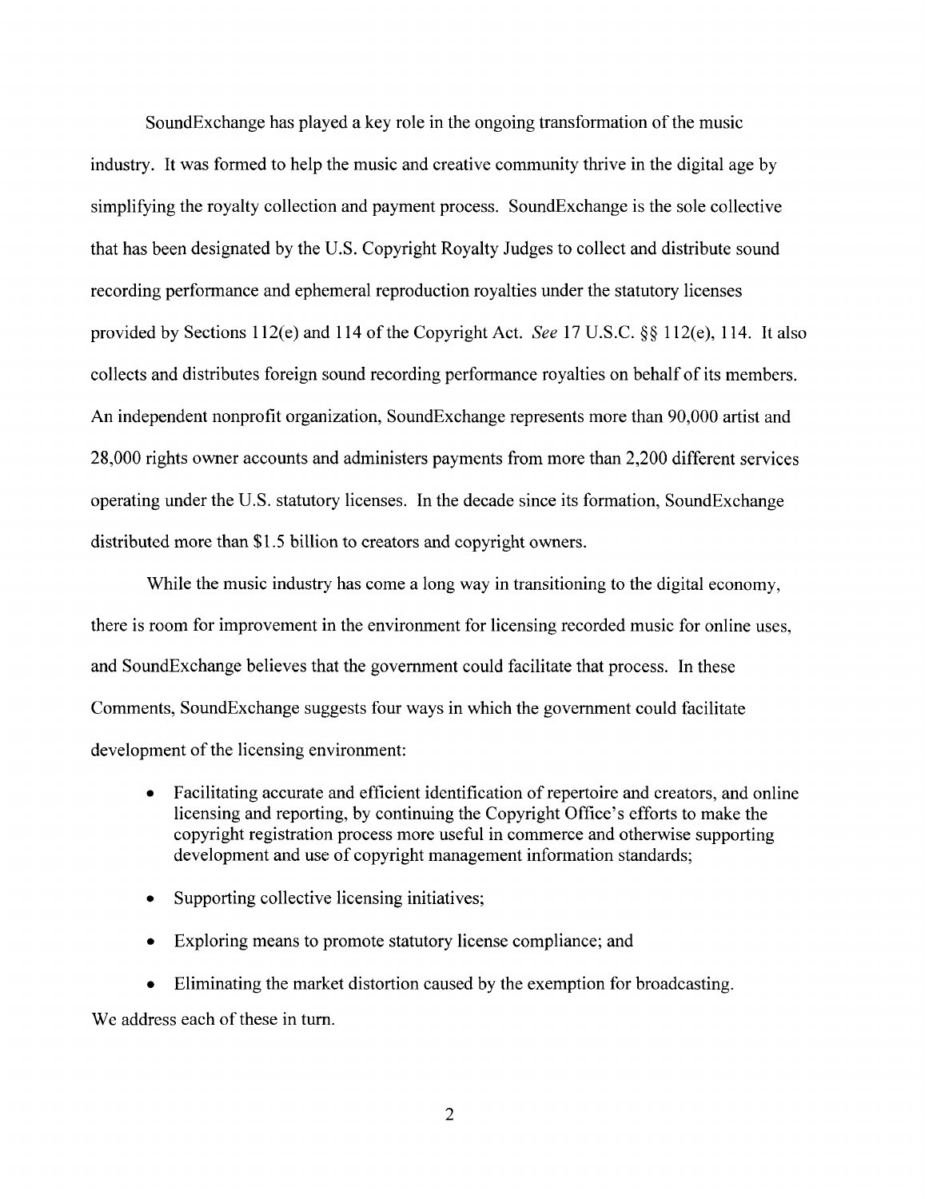SoundExchange has played a key role in the ongoing transformation of the music industry. It was formed to help the music and creative community thrive in the digital age by simplifying the royalty collection and payment process. SoundExchange is the sole collective that has been designated by the U.S. Copyright Royalty Judges to collect and distribute sound recording performance and ephemeral reproduction royalties under the statutory licenses provided by Sections 112(e) and 114 of the Copyright Act. *See* 17 U.S.C. §§ 112(e), 114. It also collects and distributes foreign sound recording performance royalties on behalf of its members. An independent nonprofit organization, SoundExchange represents more than 90,000 artist and 28,000 rights owner accounts and administers payments from more than 2,200 different services operating under the U.S. statutory licenses. In the decade since its formation, SoundExchange distributed more than $1.5 billion to creators and copyright owners.

While the music industry has come a long way in transitioning to the digital economy, there is room for improvement in the environment for licensing recorded music for online uses, and SoundExchange believes that the government could facilitate that process. In these Comments, SoundExchange suggests four ways in which the government could facilitate development of the licensing environment:

- Facilitating accurate and efficient identification of repertoire and creators, and online licensing and reporting, by continuing the Copyright Office's efforts to make the copyright registration process more useful in commerce and otherwise supporting development and use of copyright management information standards;
- Supporting collective licensing initiatives;
- Exploring means to promote statutory license compliance; and
- Eliminating the market distortion caused by the exemption for broadcasting.

We address each of these in turn.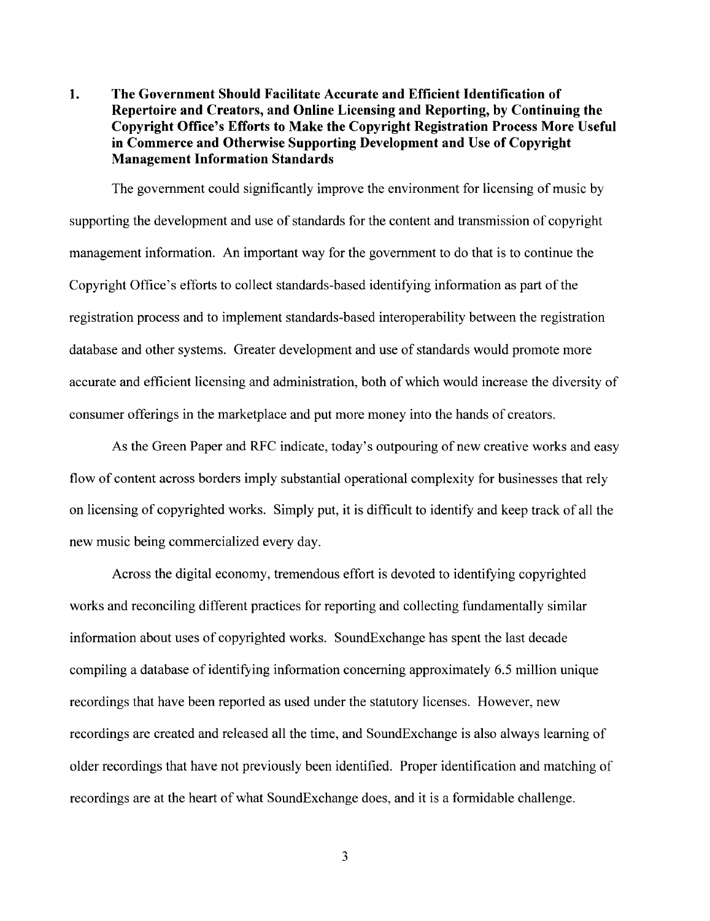## 1. The Government Should Facilitate Accurate and Efficient Identification of Repertoire and Creators, and Online Licensing and Reporting, by Continuing the Copyright Office's Efforts to Make the Copyright Registration Process More Useful in Commerce and Otherwise Supporting Development and Use of Copyright Management Information Standards

The government could significantly improve the environment for licensing of music by supporting the development and use of standards for the content and transmission of copyright management information. An important way for the government to do that is to continue the Copyright Office's efforts to collect standards-based identifying information as part of the registration process and to implement standards-based interoperability between the registration database and other systems. Greater development and use of standards would promote more accurate and efficient licensing and administration, both of which would increase the diversity of consumer offerings in the marketplace and put more money into the hands of creators.

As the Green Paper and RFC indicate, today's outpouring of new creative works and easy flow of content across borders imply substantial operational complexity for businesses that rely on licensing of copyrighted works. Simply put, it is difficult to identify and keep track of all the new music being commercialized every day.

Across the digital economy, tremendous effort is devoted to identifying copyrighted works and reconciling different practices for reporting and collecting fundamentally similar information about uses of copyrighted works. SoundExchange has spent the last decade compiling a database of identifying information concerning approximately 6.5 million unique recordings that have been reported as used under the statutory licenses. However, new recordings are created and released all the time, and SoundExchange is also always learning of older recordings that have not previously been identified. Proper identification and matching of recordings are at the heart of what SoundExchange does, and it is a formidable challenge.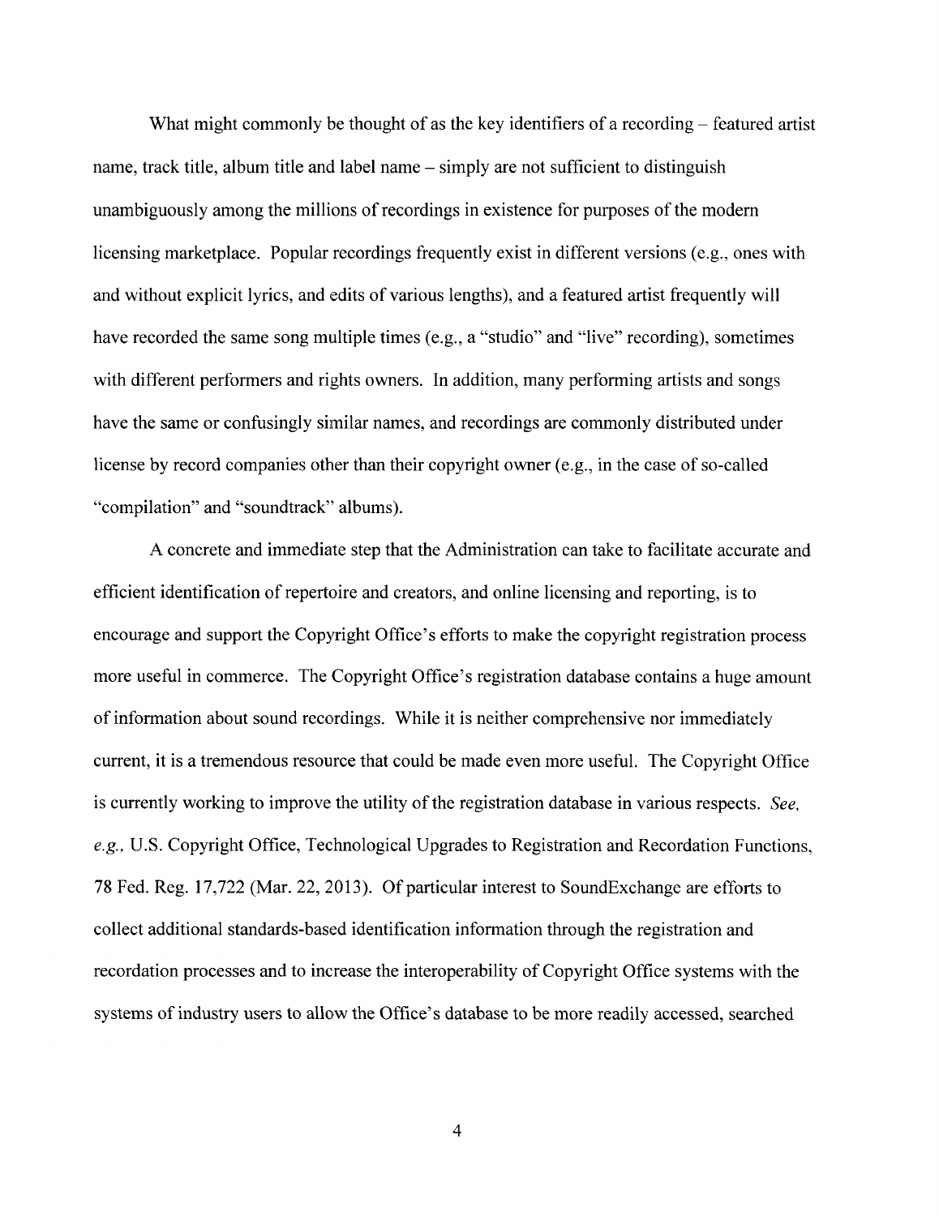What might commonly be thought of as the key identifiers of a recording – featured artist name, track title, album title and label name – simply are not sufficient to distinguish unambiguously among the millions of recordings in existence for purposes of the modern licensing marketplace. Popular recordings frequently exist in different versions (e.g., ones with and without explicit lyrics, and edits of various lengths), and a featured artist frequently will have recorded the same song multiple times (e.g., a "studio" and "live" recording), sometimes with different performers and rights owners. In addition, many performing artists and songs have the same or confusingly similar names, and recordings are commonly distributed under license by record companies other than their copyright owner (e.g., in the case of so-called "compilation" and "soundtrack" albums).

A concrete and immediate step that the Administration can take to facilitate accurate and efficient identification of repertoire and creators, and online licensing and reporting, is to encourage and support the Copyright Office's efforts to make the copyright registration process more useful in commerce. The Copyright Office's registration database contains a huge amount of information about sound recordings. While it is neither comprehensive nor immediately current, it is a tremendous resource that could be made even more useful. The Copyright Office is currently working to improve the utility of the registration database in various respects. *See, e.g.,* U.S. Copyright Office, Technological Upgrades to Registration and Recordation Functions, 78 Fed. Reg. 17,722 (Mar. 22, 2013). Of particular interest to SoundExchange are efforts to collect additional standards-based identification information through the registration and recordation processes and to increase the interoperability of Copyright Office systems with the systems of industry users to allow the Office's database to be more readily accessed, searched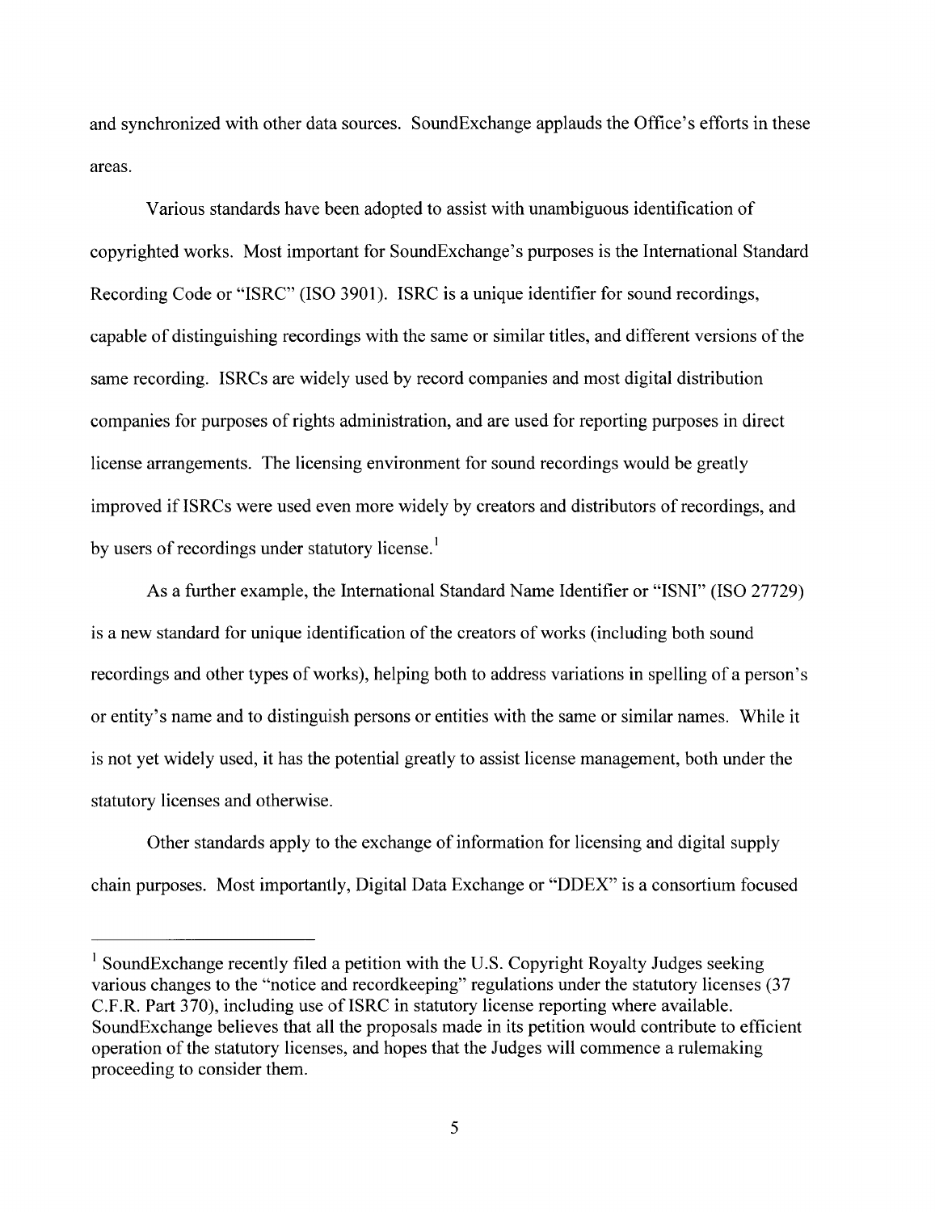and synchronized with other data sources. SoundExchange applauds the Office's efforts in these areas.

Various standards have been adopted to assist with unambiguous identification of copyrighted works. Most important for SoundExchange's purposes is the International Standard Recording Code or "ISRC" (ISO 3901). ISRC is a unique identifier for sound recordings, capable of distinguishing recordings with the same or similar titles, and different versions of the same recording. ISRCs are widely used by record companies and most digital distribution companies for purposes of rights administration, and are used for reporting purposes in direct license arrangements. The licensing environment for sound recordings would be greatly improved if ISRCs were used even more widely by creators and distributors of recordings, and by users of recordings under statutory license.[1]

As a further example, the International Standard Name Identifier or "ISNI" (ISO 27729) is a new standard for unique identification of the creators of works (including both sound recordings and other types of works), helping both to address variations in spelling of a person's or entity's name and to distinguish persons or entities with the same or similar names. While it is not yet widely used, it has the potential greatly to assist license management, both under the statutory licenses and otherwise.

Other standards apply to the exchange of information for licensing and digital supply chain purposes. Most importantly, Digital Data Exchange or "DDEX" is a consortium focused

---

[1] SoundExchange recently filed a petition with the U.S. Copyright Royalty Judges seeking various changes to the "notice and recordkeeping" regulations under the statutory licenses (37 C.F.R. Part 370), including use of ISRC in statutory license reporting where available. SoundExchange believes that all the proposals made in its petition would contribute to efficient operation of the statutory licenses, and hopes that the Judges will commence a rulemaking proceeding to consider them.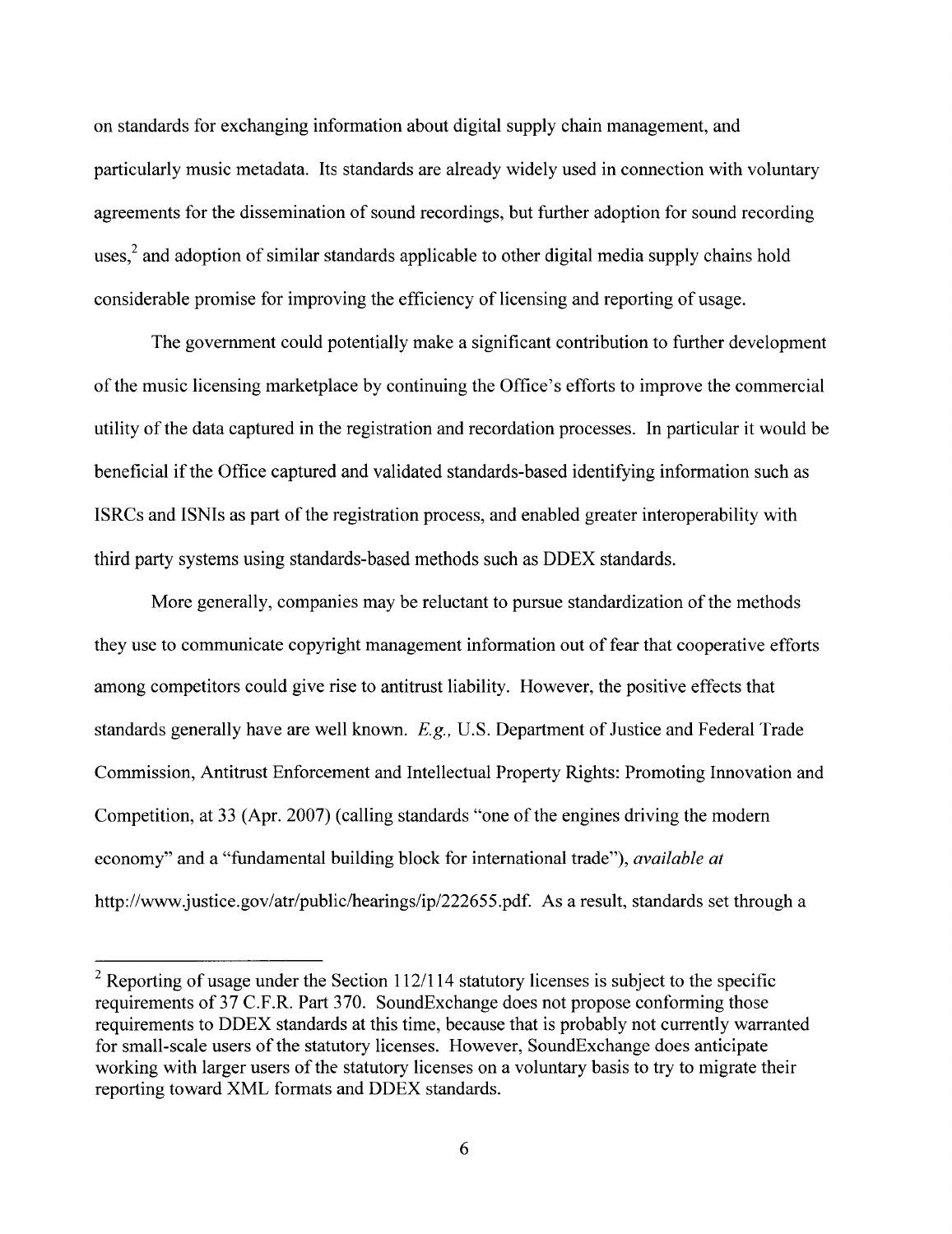on standards for exchanging information about digital supply chain management, and particularly music metadata. Its standards are already widely used in connection with voluntary agreements for the dissemination of sound recordings, but further adoption for sound recording uses,[2] and adoption of similar standards applicable to other digital media supply chains hold considerable promise for improving the efficiency of licensing and reporting of usage.

The government could potentially make a significant contribution to further development of the music licensing marketplace by continuing the Office's efforts to improve the commercial utility of the data captured in the registration and recordation processes. In particular it would be beneficial if the Office captured and validated standards-based identifying information such as ISRCs and ISNIs as part of the registration process, and enabled greater interoperability with third party systems using standards-based methods such as DDEX standards.

More generally, companies may be reluctant to pursue standardization of the methods they use to communicate copyright management information out of fear that cooperative efforts among competitors could give rise to antitrust liability. However, the positive effects that standards generally have are well known. *E.g.*, U.S. Department of Justice and Federal Trade Commission, Antitrust Enforcement and Intellectual Property Rights: Promoting Innovation and Competition, at 33 (Apr. 2007) (calling standards "one of the engines driving the modern economy" and a "fundamental building block for international trade"), *available at* http://www.justice.gov/atr/public/hearings/ip/222655.pdf. As a result, standards set through a

---

[2] Reporting of usage under the Section 112/114 statutory licenses is subject to the specific requirements of 37 C.F.R. Part 370. SoundExchange does not propose conforming those requirements to DDEX standards at this time, because that is probably not currently warranted for small-scale users of the statutory licenses. However, SoundExchange does anticipate working with larger users of the statutory licenses on a voluntary basis to try to migrate their reporting toward XML formats and DDEX standards.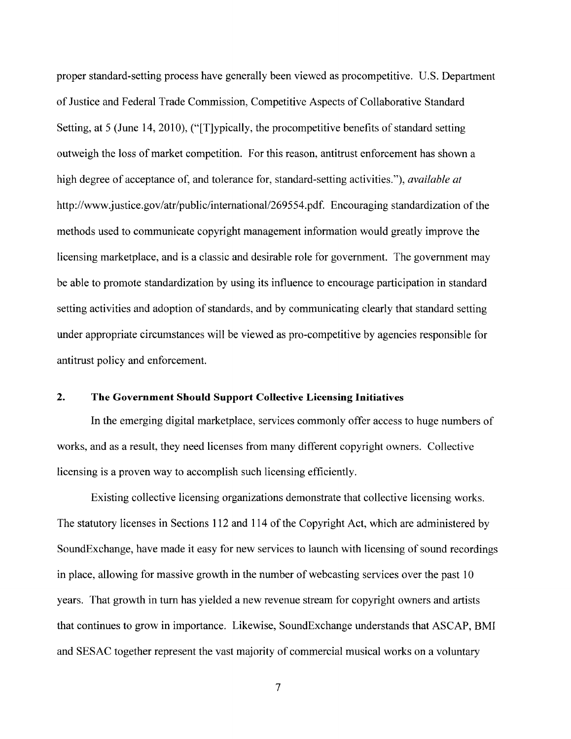proper standard-setting process have generally been viewed as procompetitive. U.S. Department of Justice and Federal Trade Commission, Competitive Aspects of Collaborative Standard Setting, at 5 (June 14, 2010), ("[T]ypically, the procompetitive benefits of standard setting outweigh the loss of market competition. For this reason, antitrust enforcement has shown a high degree of acceptance of, and tolerance for, standard-setting activities."), *available at* http://www.justice.gov/atr/public/international/269554.pdf. Encouraging standardization of the methods used to communicate copyright management information would greatly improve the licensing marketplace, and is a classic and desirable role for government. The government may be able to promote standardization by using its influence to encourage participation in standard setting activities and adoption of standards, and by communicating clearly that standard setting under appropriate circumstances will be viewed as pro-competitive by agencies responsible for antitrust policy and enforcement.

### 2. The Government Should Support Collective Licensing Initiatives

In the emerging digital marketplace, services commonly offer access to huge numbers of works, and as a result, they need licenses from many different copyright owners. Collective licensing is a proven way to accomplish such licensing efficiently.

Existing collective licensing organizations demonstrate that collective licensing works. The statutory licenses in Sections 112 and 114 of the Copyright Act, which are administered by SoundExchange, have made it easy for new services to launch with licensing of sound recordings in place, allowing for massive growth in the number of webcasting services over the past 10 years. That growth in turn has yielded a new revenue stream for copyright owners and artists that continues to grow in importance. Likewise, SoundExchange understands that ASCAP, BMI and SESAC together represent the vast majority of commercial musical works on a voluntary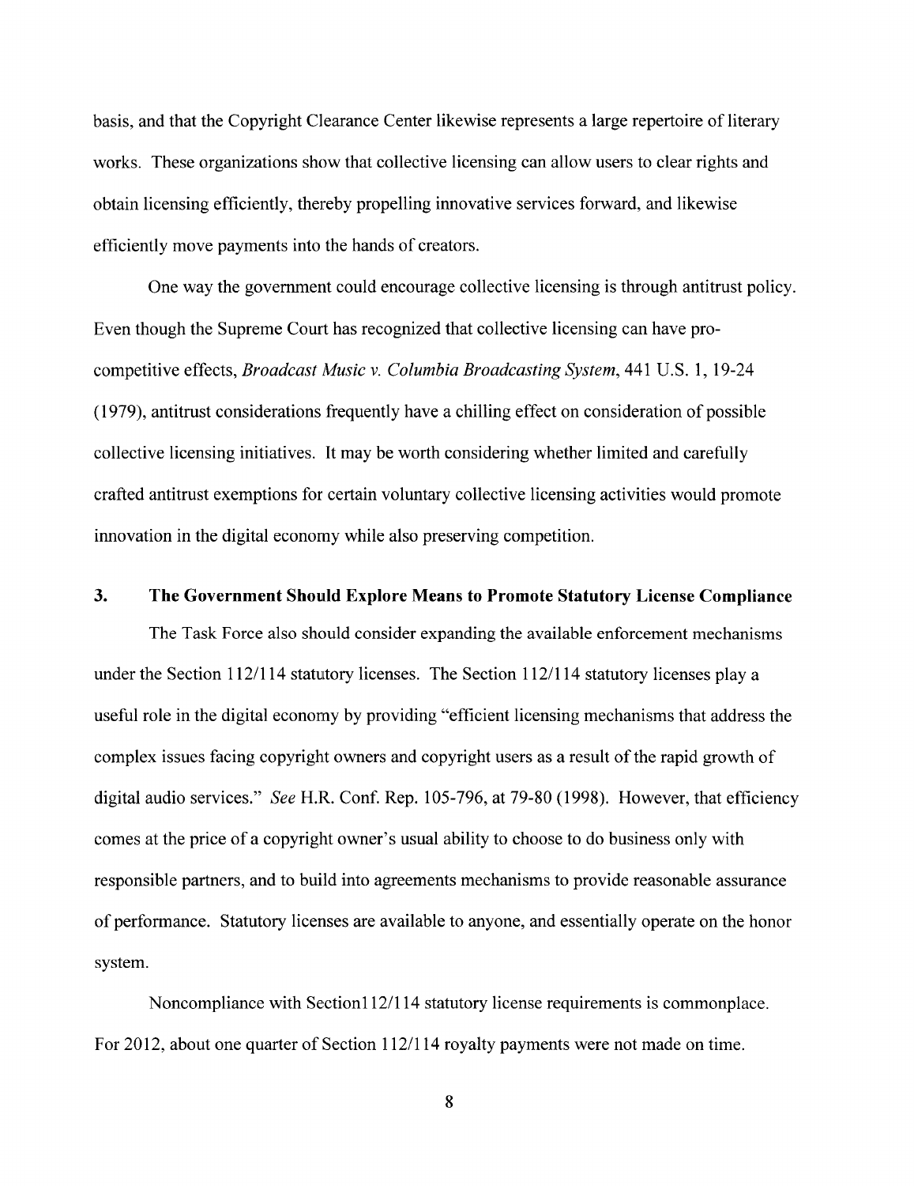basis, and that the Copyright Clearance Center likewise represents a large repertoire of literary works. These organizations show that collective licensing can allow users to clear rights and obtain licensing efficiently, thereby propelling innovative services forward, and likewise efficiently move payments into the hands of creators.

One way the government could encourage collective licensing is through antitrust policy. Even though the Supreme Court has recognized that collective licensing can have pro-competitive effects, *Broadcast Music v. Columbia Broadcasting System*, 441 U.S. 1, 19-24 (1979), antitrust considerations frequently have a chilling effect on consideration of possible collective licensing initiatives. It may be worth considering whether limited and carefully crafted antitrust exemptions for certain voluntary collective licensing activities would promote innovation in the digital economy while also preserving competition.

### 3. The Government Should Explore Means to Promote Statutory License Compliance

The Task Force also should consider expanding the available enforcement mechanisms under the Section 112/114 statutory licenses. The Section 112/114 statutory licenses play a useful role in the digital economy by providing "efficient licensing mechanisms that address the complex issues facing copyright owners and copyright users as a result of the rapid growth of digital audio services." *See* H.R. Conf. Rep. 105-796, at 79-80 (1998). However, that efficiency comes at the price of a copyright owner's usual ability to choose to do business only with responsible partners, and to build into agreements mechanisms to provide reasonable assurance of performance. Statutory licenses are available to anyone, and essentially operate on the honor system.

Noncompliance with Section112/114 statutory license requirements is commonplace. For 2012, about one quarter of Section 112/114 royalty payments were not made on time.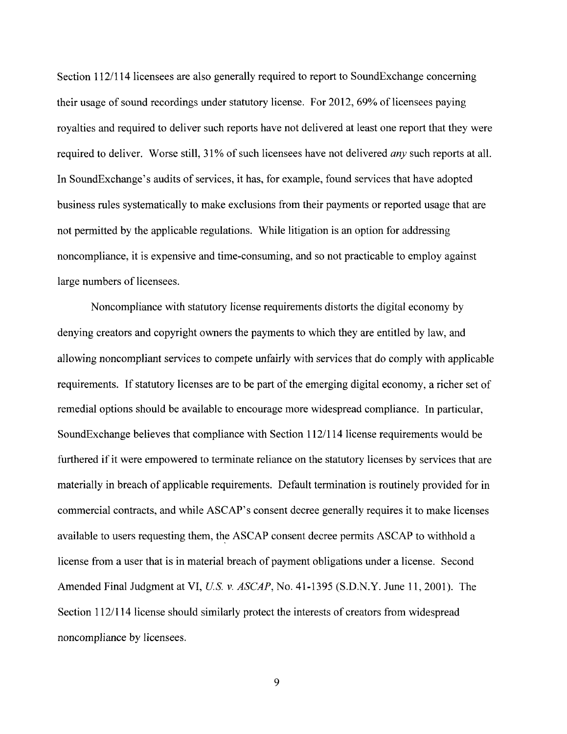Section 112/114 licensees are also generally required to report to SoundExchange concerning their usage of sound recordings under statutory license. For 2012, 69% of licensees paying royalties and required to deliver such reports have not delivered at least one report that they were required to deliver. Worse still, 31% of such licensees have not delivered *any* such reports at all. In SoundExchange's audits of services, it has, for example, found services that have adopted business rules systematically to make exclusions from their payments or reported usage that are not permitted by the applicable regulations. While litigation is an option for addressing noncompliance, it is expensive and time-consuming, and so not practicable to employ against large numbers of licensees.

Noncompliance with statutory license requirements distorts the digital economy by denying creators and copyright owners the payments to which they are entitled by law, and allowing noncompliant services to compete unfairly with services that do comply with applicable requirements. If statutory licenses are to be part of the emerging digital economy, a richer set of remedial options should be available to encourage more widespread compliance. In particular, SoundExchange believes that compliance with Section 112/114 license requirements would be furthered if it were empowered to terminate reliance on the statutory licenses by services that are materially in breach of applicable requirements. Default termination is routinely provided for in commercial contracts, and while ASCAP's consent decree generally requires it to make licenses available to users requesting them, the ASCAP consent decree permits ASCAP to withhold a license from a user that is in material breach of payment obligations under a license. Second Amended Final Judgment at VI, *U.S. v. ASCAP*, No. 41-1395 (S.D.N.Y. June 11, 2001). The Section 112/114 license should similarly protect the interests of creators from widespread noncompliance by licensees.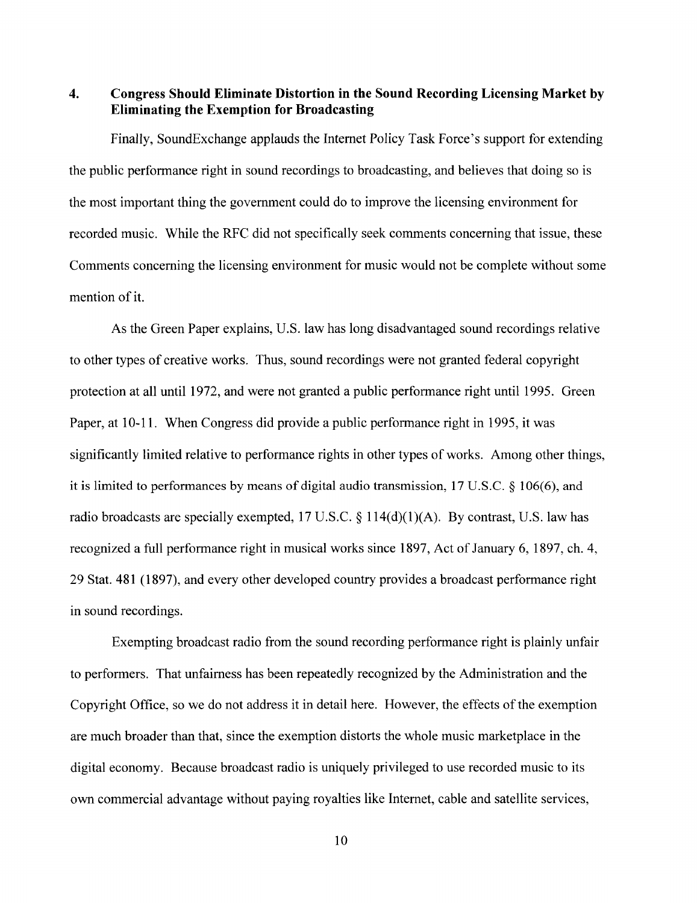## 4. Congress Should Eliminate Distortion in the Sound Recording Licensing Market by Eliminating the Exemption for Broadcasting

Finally, SoundExchange applauds the Internet Policy Task Force's support for extending the public performance right in sound recordings to broadcasting, and believes that doing so is the most important thing the government could do to improve the licensing environment for recorded music. While the RFC did not specifically seek comments concerning that issue, these Comments concerning the licensing environment for music would not be complete without some mention of it.

As the Green Paper explains, U.S. law has long disadvantaged sound recordings relative to other types of creative works. Thus, sound recordings were not granted federal copyright protection at all until 1972, and were not granted a public performance right until 1995. Green Paper, at 10-11. When Congress did provide a public performance right in 1995, it was significantly limited relative to performance rights in other types of works. Among other things, it is limited to performances by means of digital audio transmission, 17 U.S.C. § 106(6), and radio broadcasts are specially exempted, 17 U.S.C. § 114(d)(1)(A). By contrast, U.S. law has recognized a full performance right in musical works since 1897, Act of January 6, 1897, ch. 4, 29 Stat. 481 (1897), and every other developed country provides a broadcast performance right in sound recordings.

Exempting broadcast radio from the sound recording performance right is plainly unfair to performers. That unfairness has been repeatedly recognized by the Administration and the Copyright Office, so we do not address it in detail here. However, the effects of the exemption are much broader than that, since the exemption distorts the whole music marketplace in the digital economy. Because broadcast radio is uniquely privileged to use recorded music to its own commercial advantage without paying royalties like Internet, cable and satellite services,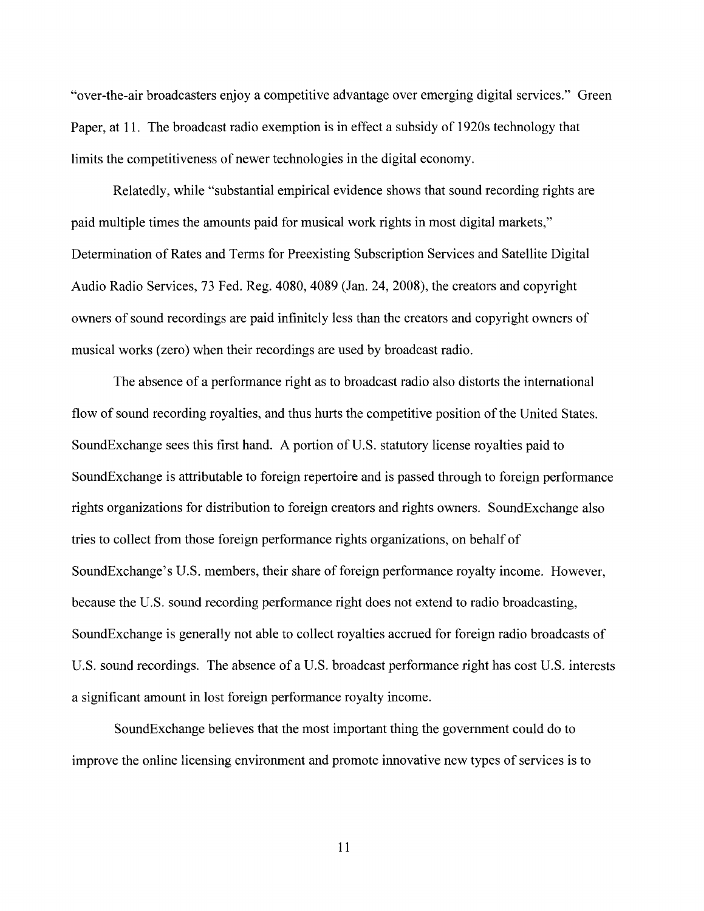"over-the-air broadcasters enjoy a competitive advantage over emerging digital services." Green Paper, at 11. The broadcast radio exemption is in effect a subsidy of 1920s technology that limits the competitiveness of newer technologies in the digital economy.

Relatedly, while "substantial empirical evidence shows that sound recording rights are paid multiple times the amounts paid for musical work rights in most digital markets," Determination of Rates and Terms for Preexisting Subscription Services and Satellite Digital Audio Radio Services, 73 Fed. Reg. 4080, 4089 (Jan. 24, 2008), the creators and copyright owners of sound recordings are paid infinitely less than the creators and copyright owners of musical works (zero) when their recordings are used by broadcast radio.

The absence of a performance right as to broadcast radio also distorts the international flow of sound recording royalties, and thus hurts the competitive position of the United States. SoundExchange sees this first hand. A portion of U.S. statutory license royalties paid to SoundExchange is attributable to foreign repertoire and is passed through to foreign performance rights organizations for distribution to foreign creators and rights owners. SoundExchange also tries to collect from those foreign performance rights organizations, on behalf of SoundExchange's U.S. members, their share of foreign performance royalty income. However, because the U.S. sound recording performance right does not extend to radio broadcasting, SoundExchange is generally not able to collect royalties accrued for foreign radio broadcasts of U.S. sound recordings. The absence of a U.S. broadcast performance right has cost U.S. interests a significant amount in lost foreign performance royalty income.

SoundExchange believes that the most important thing the government could do to improve the online licensing environment and promote innovative new types of services is to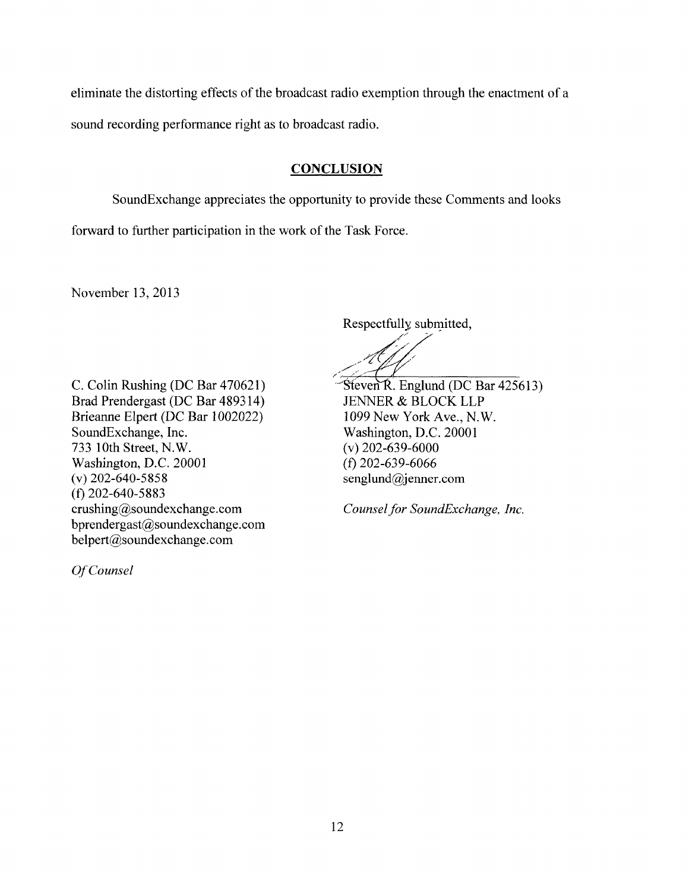eliminate the distorting effects of the broadcast radio exemption through the enactment of a sound recording performance right as to broadcast radio.

## CONCLUSION

SoundExchange appreciates the opportunity to provide these Comments and looks forward to further participation in the work of the Task Force.

November 13, 2013

Respectfully submitted,

Steven R. Englund (DC Bar 425613)
JENNER & BLOCK LLP
1099 New York Ave., N.W.
Washington, D.C. 20001
(v) 202-639-6000
(f) 202-639-6066
senglund@jenner.com

*Counsel for SoundExchange, Inc.*

C. Colin Rushing (DC Bar 470621)
Brad Prendergast (DC Bar 489314)
Brieanne Elpert (DC Bar 1002022)
SoundExchange, Inc.
733 10th Street, N.W.
Washington, D.C. 20001
(v) 202-640-5858
(f) 202-640-5883
crushing@soundexchange.com
bprendergast@soundexchange.com
belpert@soundexchange.com

*Of Counsel*